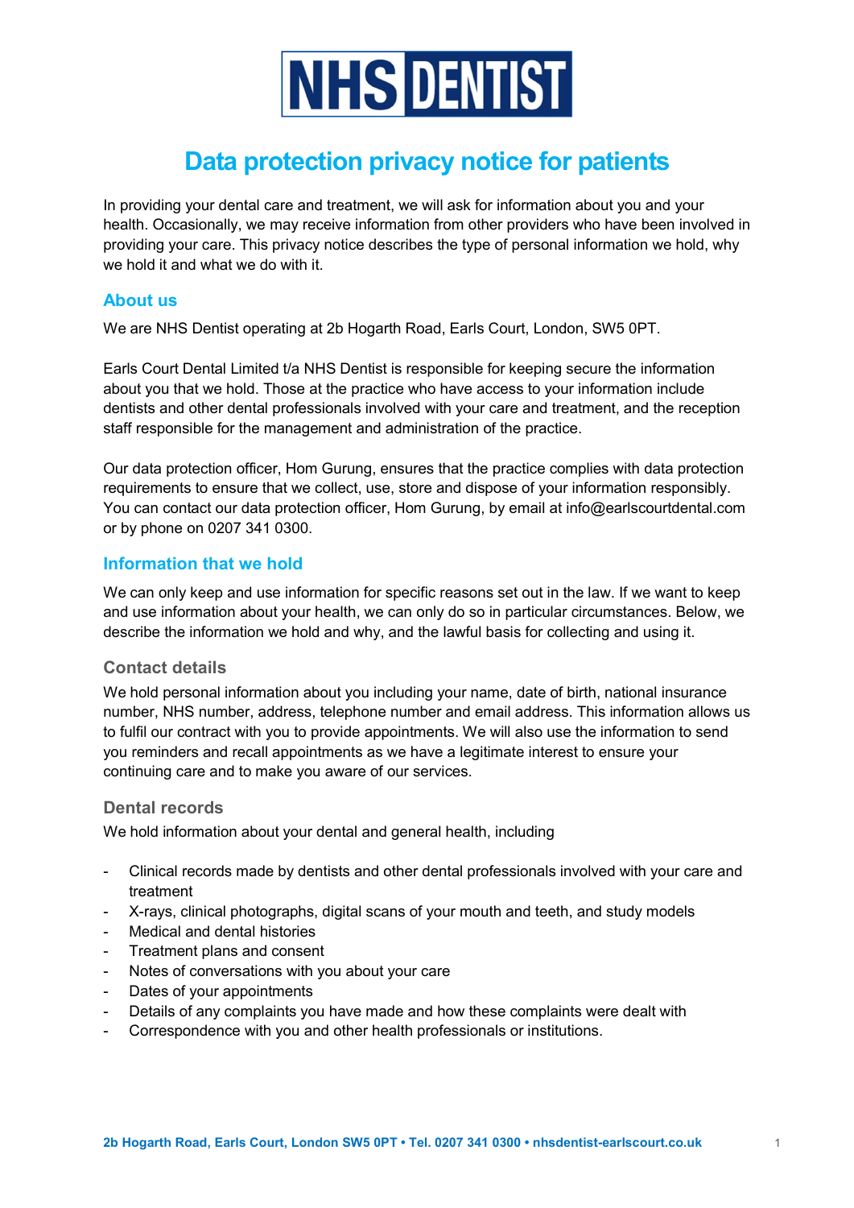NHS DENTIST

# Data protection privacy notice for patients

In providing your dental care and treatment, we will ask for information about you and your health. Occasionally, we may receive information from other providers who have been involved in providing your care. This privacy notice describes the type of personal information we hold, why we hold it and what we do with it.

## About us

We are NHS Dentist operating at 2b Hogarth Road, Earls Court, London, SW5 0PT.

Earls Court Dental Limited t/a NHS Dentist is responsible for keeping secure the information about you that we hold. Those at the practice who have access to your information include dentists and other dental professionals involved with your care and treatment, and the reception staff responsible for the management and administration of the practice.

Our data protection officer, Hom Gurung, ensures that the practice complies with data protection requirements to ensure that we collect, use, store and dispose of your information responsibly. You can contact our data protection officer, Hom Gurung, by email at info@earlscourtdental.com or by phone on 0207 341 0300.

## Information that we hold

We can only keep and use information for specific reasons set out in the law. If we want to keep and use information about your health, we can only do so in particular circumstances. Below, we describe the information we hold and why, and the lawful basis for collecting and using it.

### Contact details

We hold personal information about you including your name, date of birth, national insurance number, NHS number, address, telephone number and email address. This information allows us to fulfil our contract with you to provide appointments. We will also use the information to send you reminders and recall appointments as we have a legitimate interest to ensure your continuing care and to make you aware of our services.

### Dental records

We hold information about your dental and general health, including

- Clinical records made by dentists and other dental professionals involved with your care and treatment
- X-rays, clinical photographs, digital scans of your mouth and teeth, and study models
- Medical and dental histories
- Treatment plans and consent
- Notes of conversations with you about your care
- Dates of your appointments
- Details of any complaints you have made and how these complaints were dealt with
- Correspondence with you and other health professionals or institutions.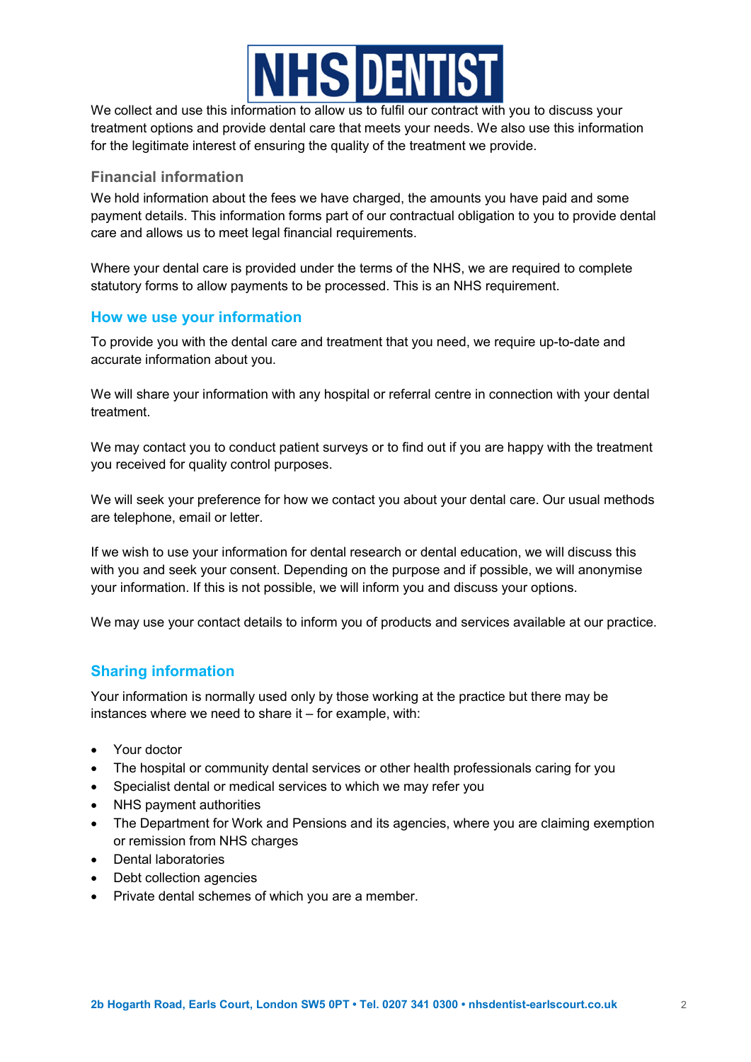We collect and use this information to allow us to fulfil our contract with you to discuss your treatment options and provide dental care that meets your needs. We also use this information for the legitimate interest of ensuring the quality of the treatment we provide.

### Financial information

We hold information about the fees we have charged, the amounts you have paid and some payment details. This information forms part of our contractual obligation to you to provide dental care and allows us to meet legal financial requirements.

Where your dental care is provided under the terms of the NHS, we are required to complete statutory forms to allow payments to be processed. This is an NHS requirement.

## How we use your information

To provide you with the dental care and treatment that you need, we require up-to-date and accurate information about you.

We will share your information with any hospital or referral centre in connection with your dental treatment.

We may contact you to conduct patient surveys or to find out if you are happy with the treatment you received for quality control purposes.

We will seek your preference for how we contact you about your dental care. Our usual methods are telephone, email or letter.

If we wish to use your information for dental research or dental education, we will discuss this with you and seek your consent. Depending on the purpose and if possible, we will anonymise your information. If this is not possible, we will inform you and discuss your options.

We may use your contact details to inform you of products and services available at our practice.

## Sharing information

Your information is normally used only by those working at the practice but there may be instances where we need to share it – for example, with:

- Your doctor
- The hospital or community dental services or other health professionals caring for you
- Specialist dental or medical services to which we may refer you
- NHS payment authorities
- The Department for Work and Pensions and its agencies, where you are claiming exemption or remission from NHS charges
- Dental laboratories
- Debt collection agencies
- Private dental schemes of which you are a member.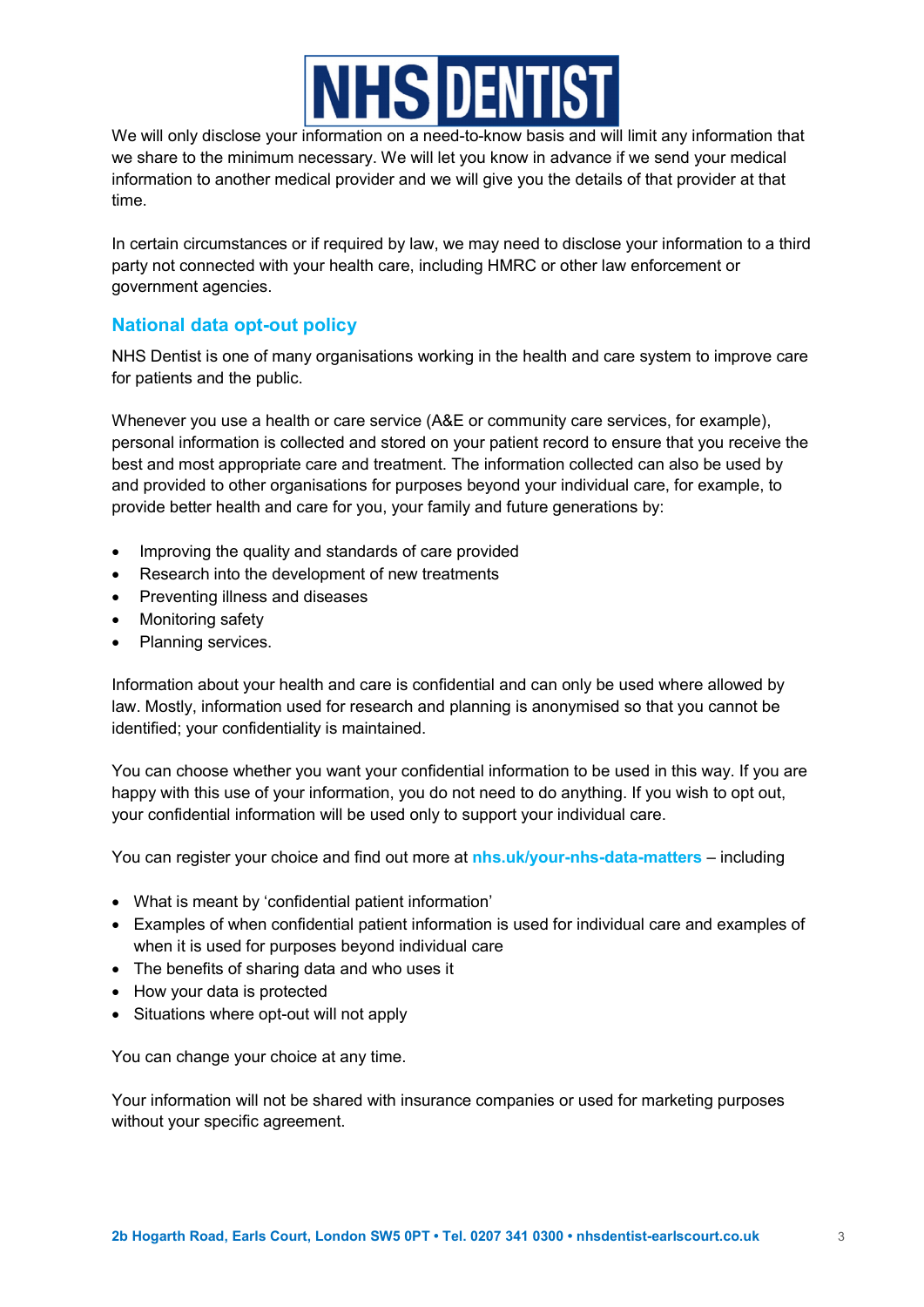We will only disclose your information on a need-to-know basis and will limit any information that we share to the minimum necessary. We will let you know in advance if we send your medical information to another medical provider and we will give you the details of that provider at that time.

In certain circumstances or if required by law, we may need to disclose your information to a third party not connected with your health care, including HMRC or other law enforcement or government agencies.

## National data opt-out policy

NHS Dentist is one of many organisations working in the health and care system to improve care for patients and the public.

Whenever you use a health or care service (A&E or community care services, for example), personal information is collected and stored on your patient record to ensure that you receive the best and most appropriate care and treatment. The information collected can also be used by and provided to other organisations for purposes beyond your individual care, for example, to provide better health and care for you, your family and future generations by:

- Improving the quality and standards of care provided
- Research into the development of new treatments
- Preventing illness and diseases
- Monitoring safety
- Planning services.

Information about your health and care is confidential and can only be used where allowed by law. Mostly, information used for research and planning is anonymised so that you cannot be identified; your confidentiality is maintained.

You can choose whether you want your confidential information to be used in this way. If you are happy with this use of your information, you do not need to do anything. If you wish to opt out, your confidential information will be used only to support your individual care.

You can register your choice and find out more at **nhs.uk/your-nhs-data-matters** – including

- What is meant by 'confidential patient information'
- Examples of when confidential patient information is used for individual care and examples of when it is used for purposes beyond individual care
- The benefits of sharing data and who uses it
- How your data is protected
- Situations where opt-out will not apply

You can change your choice at any time.

Your information will not be shared with insurance companies or used for marketing purposes without your specific agreement.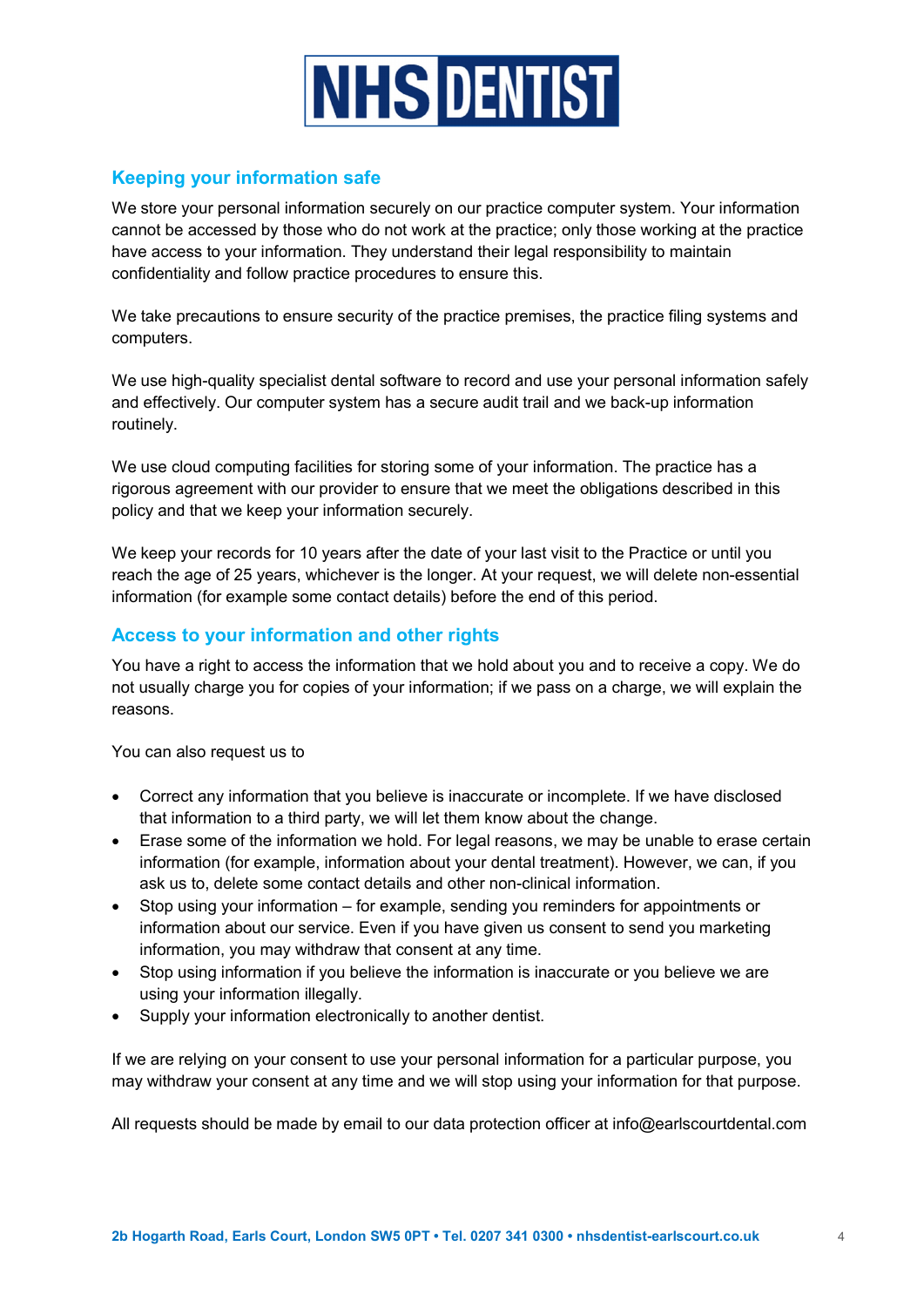## Keeping your information safe

We store your personal information securely on our practice computer system. Your information cannot be accessed by those who do not work at the practice; only those working at the practice have access to your information. They understand their legal responsibility to maintain confidentiality and follow practice procedures to ensure this.

We take precautions to ensure security of the practice premises, the practice filing systems and computers.

We use high-quality specialist dental software to record and use your personal information safely and effectively. Our computer system has a secure audit trail and we back-up information routinely.

We use cloud computing facilities for storing some of your information. The practice has a rigorous agreement with our provider to ensure that we meet the obligations described in this policy and that we keep your information securely.

We keep your records for 10 years after the date of your last visit to the Practice or until you reach the age of 25 years, whichever is the longer. At your request, we will delete non-essential information (for example some contact details) before the end of this period.

## Access to your information and other rights

You have a right to access the information that we hold about you and to receive a copy. We do not usually charge you for copies of your information; if we pass on a charge, we will explain the reasons.

You can also request us to

- Correct any information that you believe is inaccurate or incomplete. If we have disclosed that information to a third party, we will let them know about the change.
- Erase some of the information we hold. For legal reasons, we may be unable to erase certain information (for example, information about your dental treatment). However, we can, if you ask us to, delete some contact details and other non-clinical information.
- Stop using your information – for example, sending you reminders for appointments or information about our service. Even if you have given us consent to send you marketing information, you may withdraw that consent at any time.
- Stop using information if you believe the information is inaccurate or you believe we are using your information illegally.
- Supply your information electronically to another dentist.

If we are relying on your consent to use your personal information for a particular purpose, you may withdraw your consent at any time and we will stop using your information for that purpose.

All requests should be made by email to our data protection officer at info@earlscourtdental.com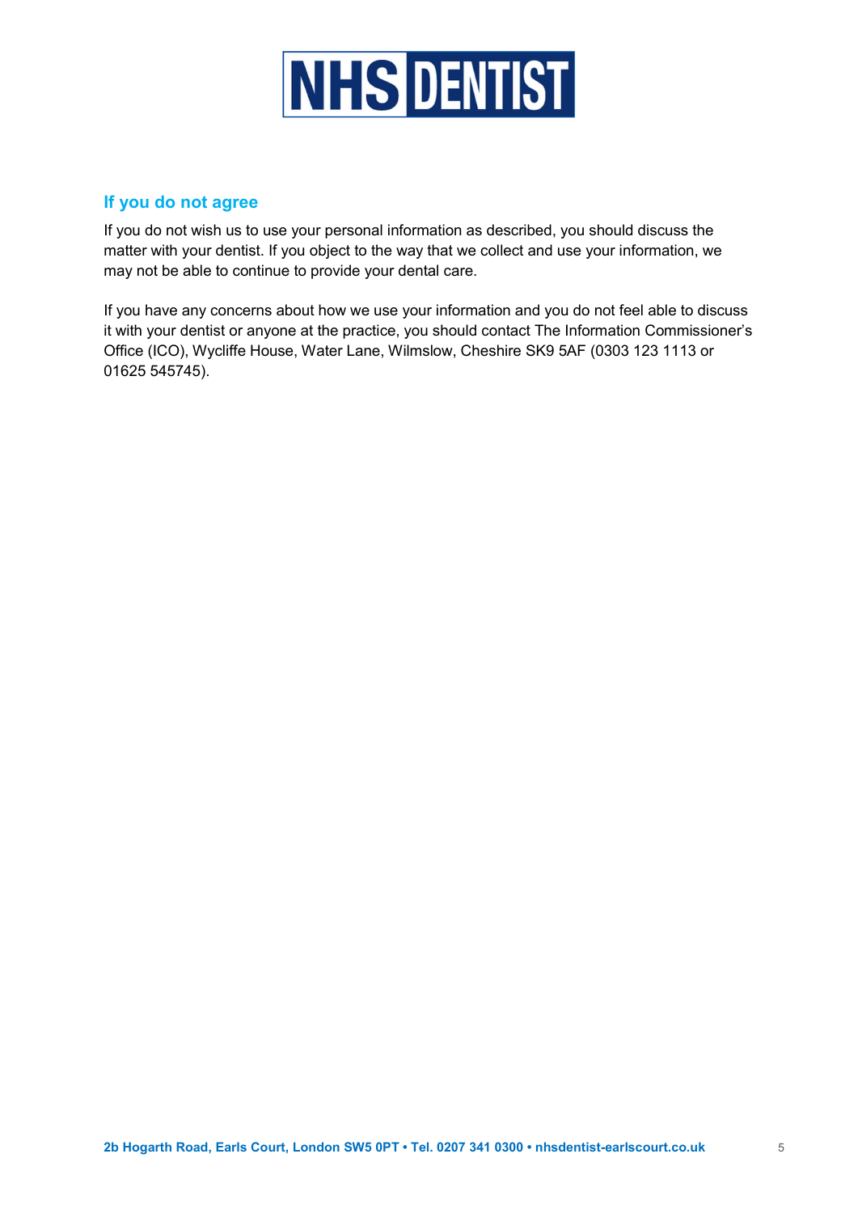## If you do not agree

If you do not wish us to use your personal information as described, you should discuss the matter with your dentist. If you object to the way that we collect and use your information, we may not be able to continue to provide your dental care.

If you have any concerns about how we use your information and you do not feel able to discuss it with your dentist or anyone at the practice, you should contact The Information Commissioner's Office (ICO), Wycliffe House, Water Lane, Wilmslow, Cheshire SK9 5AF (0303 123 1113 or 01625 545745).